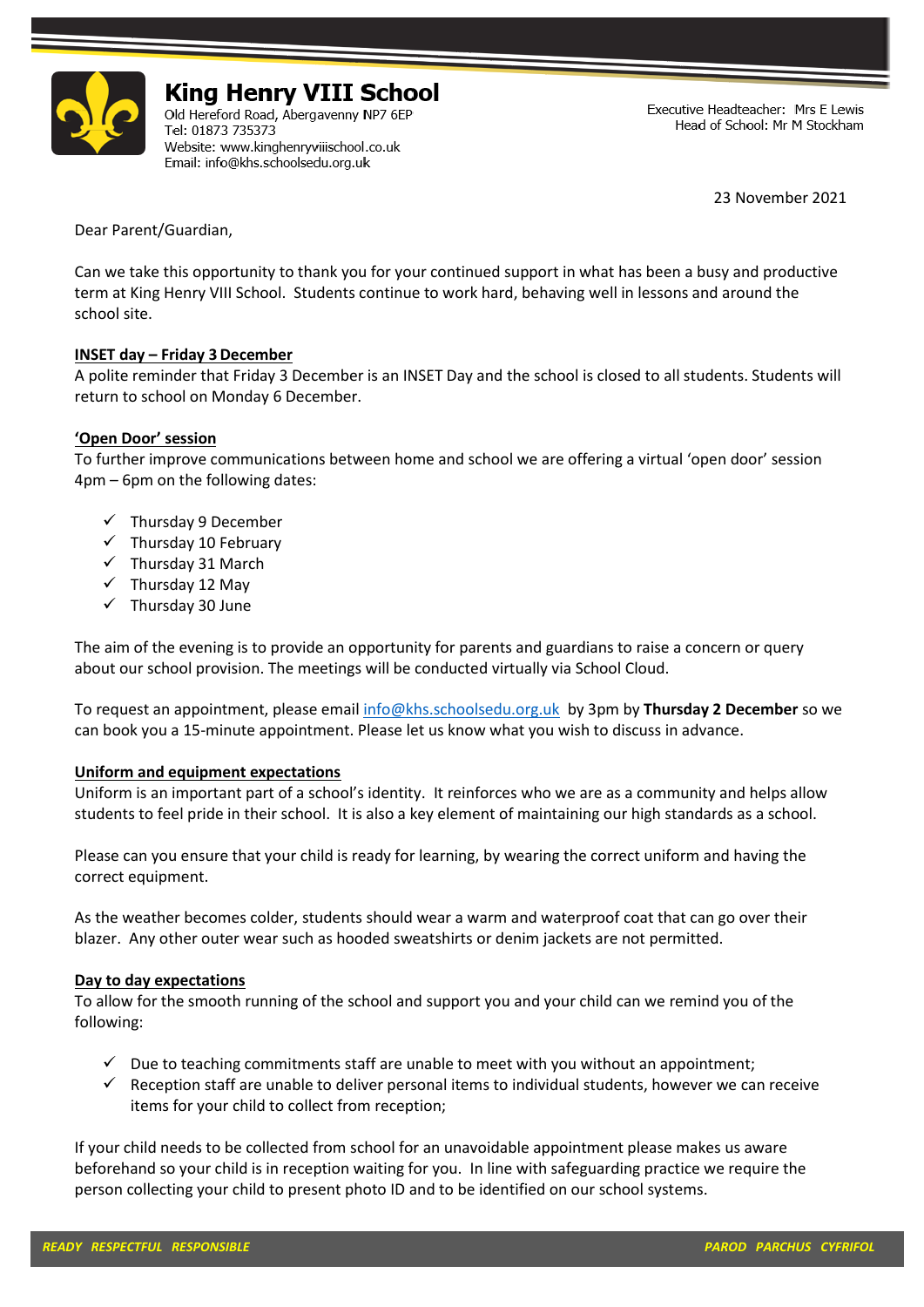# King Henry VIII School

Old Hereford Road, Abergavenny NP7 6EP
Tel: 01873 735373
Website: www.kinghenryviiischool.co.uk
Email: info@khs.schoolsedu.org.uk

Executive Headteacher: Mrs E Lewis
Head of School: Mr M Stockham

23 November 2021

Dear Parent/Guardian,

Can we take this opportunity to thank you for your continued support in what has been a busy and productive term at King Henry VIII School. Students continue to work hard, behaving well in lessons and around the school site.

**INSET day – Friday 3 December**

A polite reminder that Friday 3 December is an INSET Day and the school is closed to all students. Students will return to school on Monday 6 December.

**'Open Door' session**

To further improve communications between home and school we are offering a virtual 'open door' session 4pm – 6pm on the following dates:

- ✓ Thursday 9 December
- ✓ Thursday 10 February
- ✓ Thursday 31 March
- ✓ Thursday 12 May
- ✓ Thursday 30 June

The aim of the evening is to provide an opportunity for parents and guardians to raise a concern or query about our school provision. The meetings will be conducted virtually via School Cloud.

To request an appointment, please email info@khs.schoolsedu.org.uk by 3pm by **Thursday 2 December** so we can book you a 15-minute appointment. Please let us know what you wish to discuss in advance.

**Uniform and equipment expectations**

Uniform is an important part of a school's identity. It reinforces who we are as a community and helps allow students to feel pride in their school. It is also a key element of maintaining our high standards as a school.

Please can you ensure that your child is ready for learning, by wearing the correct uniform and having the correct equipment.

As the weather becomes colder, students should wear a warm and waterproof coat that can go over their blazer. Any other outer wear such as hooded sweatshirts or denim jackets are not permitted.

**Day to day expectations**

To allow for the smooth running of the school and support you and your child can we remind you of the following:

- ✓ Due to teaching commitments staff are unable to meet with you without an appointment;
- ✓ Reception staff are unable to deliver personal items to individual students, however we can receive items for your child to collect from reception;

If your child needs to be collected from school for an unavoidable appointment please makes us aware beforehand so your child is in reception waiting for you. In line with safeguarding practice we require the person collecting your child to present photo ID and to be identified on our school systems.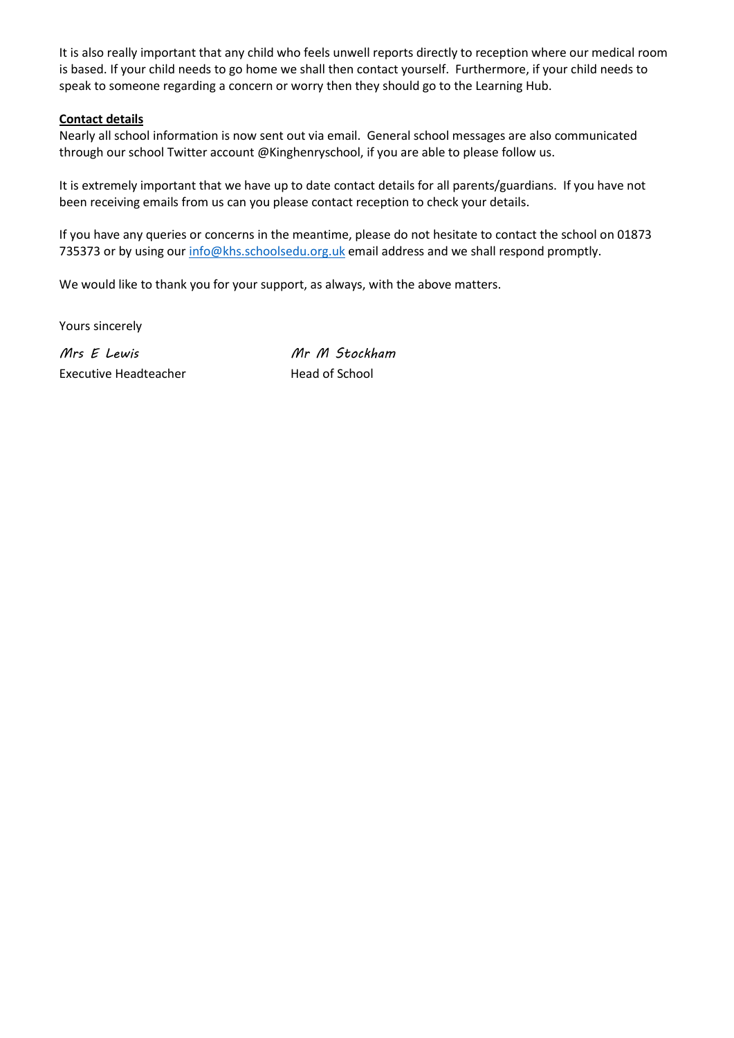It is also really important that any child who feels unwell reports directly to reception where our medical room is based. If your child needs to go home we shall then contact yourself. Furthermore, if your child needs to speak to someone regarding a concern or worry then they should go to the Learning Hub.

**Contact details**

Nearly all school information is now sent out via email. General school messages are also communicated through our school Twitter account @Kinghenryschool, if you are able to please follow us.

It is extremely important that we have up to date contact details for all parents/guardians. If you have not been receiving emails from us can you please contact reception to check your details.

If you have any queries or concerns in the meantime, please do not hesitate to contact the school on 01873 735373 or by using our info@khs.schoolsedu.org.uk email address and we shall respond promptly.

We would like to thank you for your support, as always, with the above matters.

Yours sincerely

| | |
|---|---|
| *Mrs E Lewis* | *Mr M Stockham* |
| Executive Headteacher | Head of School |